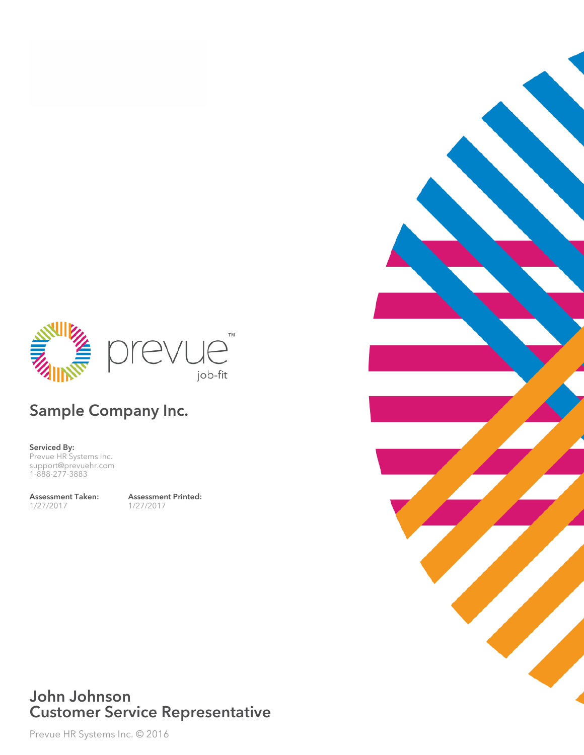prevue™
job-fit

## Sample Company Inc.

**Serviced By:**
Prevue HR Systems Inc.
support@prevuehr.com
1-888-277-3883

**Assessment Taken:**
1/27/2017

**Assessment Printed:**
1/27/2017

# John Johnson
# Customer Service Representative

Prevue HR Systems Inc. © 2016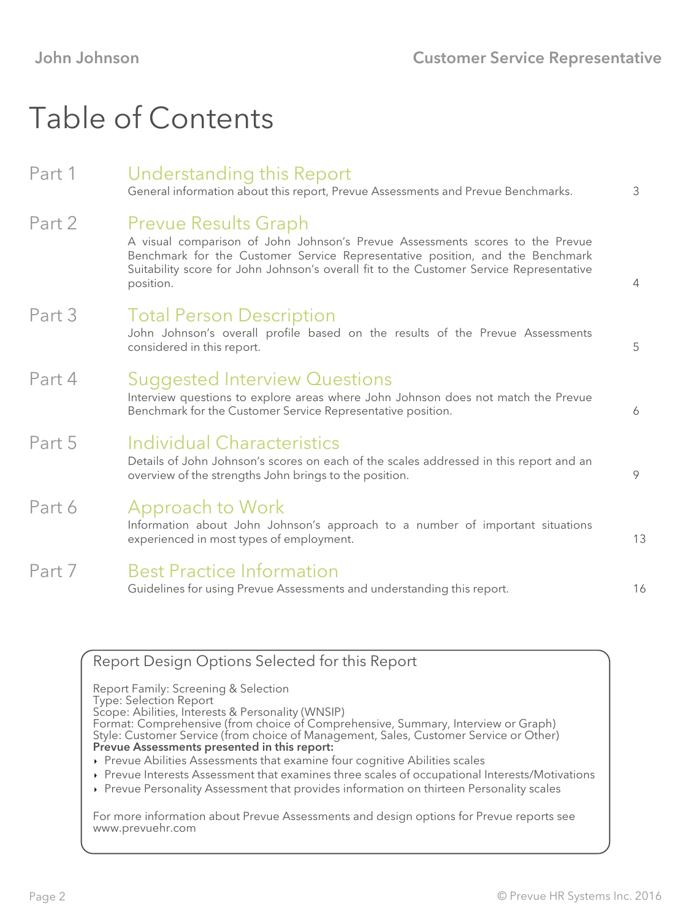# Table of Contents

| | | |
|---|---|---|
| Part 1 | **Understanding this Report**<br>General information about this report, Prevue Assessments and Prevue Benchmarks. | 3 |
| Part 2 | **Prevue Results Graph**<br>A visual comparison of John Johnson's Prevue Assessments scores to the Prevue Benchmark for the Customer Service Representative position, and the Benchmark Suitability score for John Johnson's overall fit to the Customer Service Representative position. | 4 |
| Part 3 | **Total Person Description**<br>John Johnson's overall profile based on the results of the Prevue Assessments considered in this report. | 5 |
| Part 4 | **Suggested Interview Questions**<br>Interview questions to explore areas where John Johnson does not match the Prevue Benchmark for the Customer Service Representative position. | 6 |
| Part 5 | **Individual Characteristics**<br>Details of John Johnson's scores on each of the scales addressed in this report and an overview of the strengths John brings to the position. | 9 |
| Part 6 | **Approach to Work**<br>Information about John Johnson's approach to a number of important situations experienced in most types of employment. | 13 |
| Part 7 | **Best Practice Information**<br>Guidelines for using Prevue Assessments and understanding this report. | 16 |

## Report Design Options Selected for this Report

Report Family: Screening & Selection
Type: Selection Report
Scope: Abilities, Interests & Personality (WNSIP)
Format: Comprehensive (from choice of Comprehensive, Summary, Interview or Graph)
Style: Customer Service (from choice of Management, Sales, Customer Service or Other)

**Prevue Assessments presented in this report:**

- Prevue Abilities Assessments that examine four cognitive Abilities scales
- Prevue Interests Assessment that examines three scales of occupational Interests/Motivations
- Prevue Personality Assessment that provides information on thirteen Personality scales

For more information about Prevue Assessments and design options for Prevue reports see www.prevuehr.com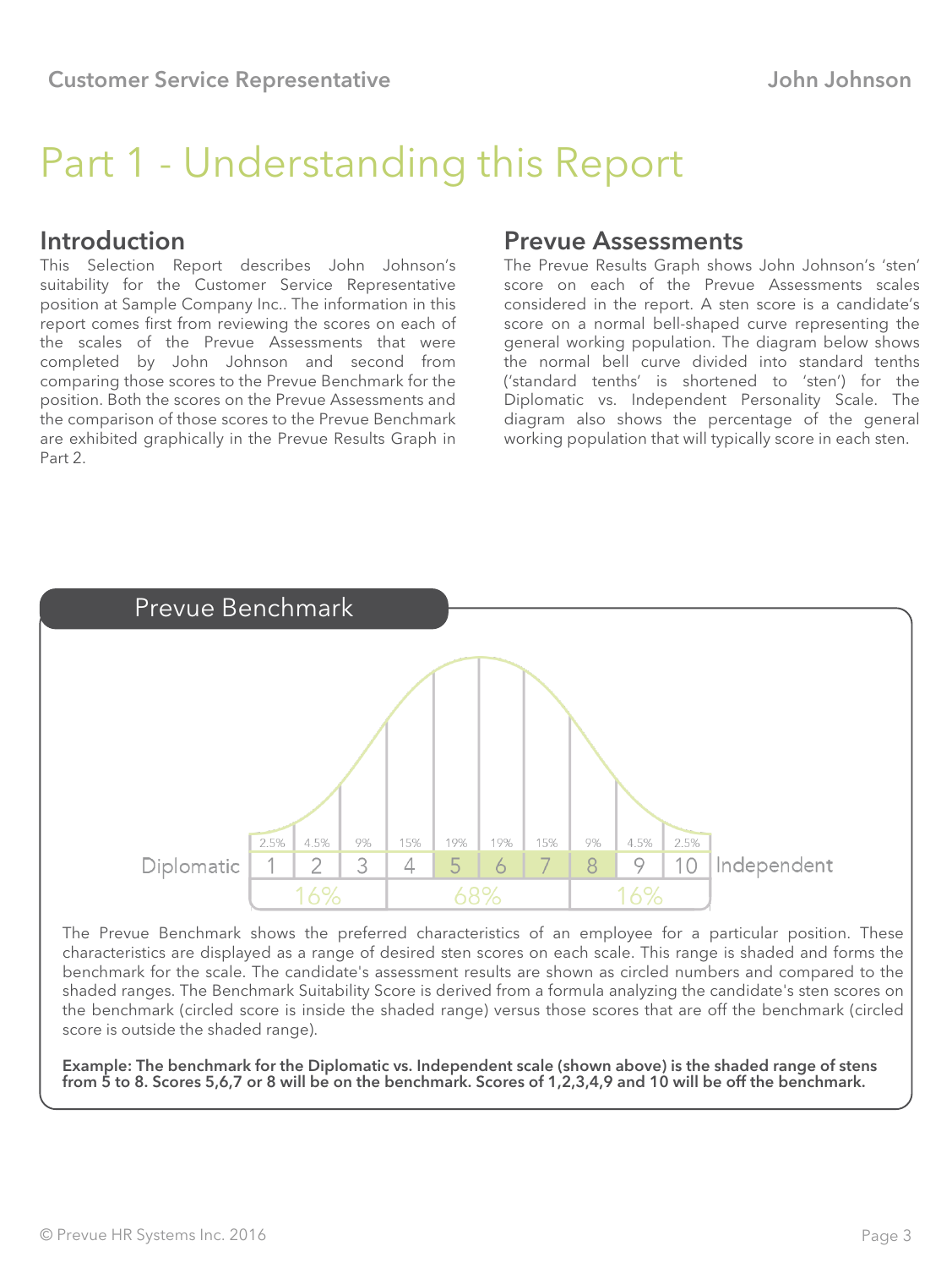# Part 1 - Understanding this Report

## Introduction

This Selection Report describes John Johnson's suitability for the Customer Service Representative position at Sample Company Inc.. The information in this report comes first from reviewing the scores on each of the scales of the Prevue Assessments that were completed by John Johnson and second from comparing those scores to the Prevue Benchmark for the position. Both the scores on the Prevue Assessments and the comparison of those scores to the Prevue Benchmark are exhibited graphically in the Prevue Results Graph in Part 2.

## Prevue Assessments

The Prevue Results Graph shows John Johnson's 'sten' score on each of the Prevue Assessments scales considered in the report. A sten score is a candidate's score on a normal bell-shaped curve representing the general working population. The diagram below shows the normal bell curve divided into standard tenths ('standard tenths' is shortened to 'sten') for the Diplomatic vs. Independent Personality Scale. The diagram also shows the percentage of the general working population that will typically score in each sten.

## Prevue Benchmark

| | 1 | 2 | 3 | 4 | 5 | 6 | 7 | 8 | 9 | 10 | |
|---|---|---|---|---|---|---|---|---|---|---|---|
| | 2.5% | 4.5% | 9% | 15% | 19% | 19% | 15% | 9% | 4.5% | 2.5% | |
| Diplomatic | 1 | 2 | 3 | 4 | 5 | 6 | 7 | 8 | 9 | 10 | Independent |
| | 16% | | | 68% | | | | | 16% | | |

The Prevue Benchmark shows the preferred characteristics of an employee for a particular position. These characteristics are displayed as a range of desired sten scores on each scale. This range is shaded and forms the benchmark for the scale. The candidate's assessment results are shown as circled numbers and compared to the shaded ranges. The Benchmark Suitability Score is derived from a formula analyzing the candidate's sten scores on the benchmark (circled score is inside the shaded range) versus those scores that are off the benchmark (circled score is outside the shaded range).

**Example: The benchmark for the Diplomatic vs. Independent scale (shown above) is the shaded range of stens from 5 to 8. Scores 5,6,7 or 8 will be on the benchmark. Scores of 1,2,3,4,9 and 10 will be off the benchmark.**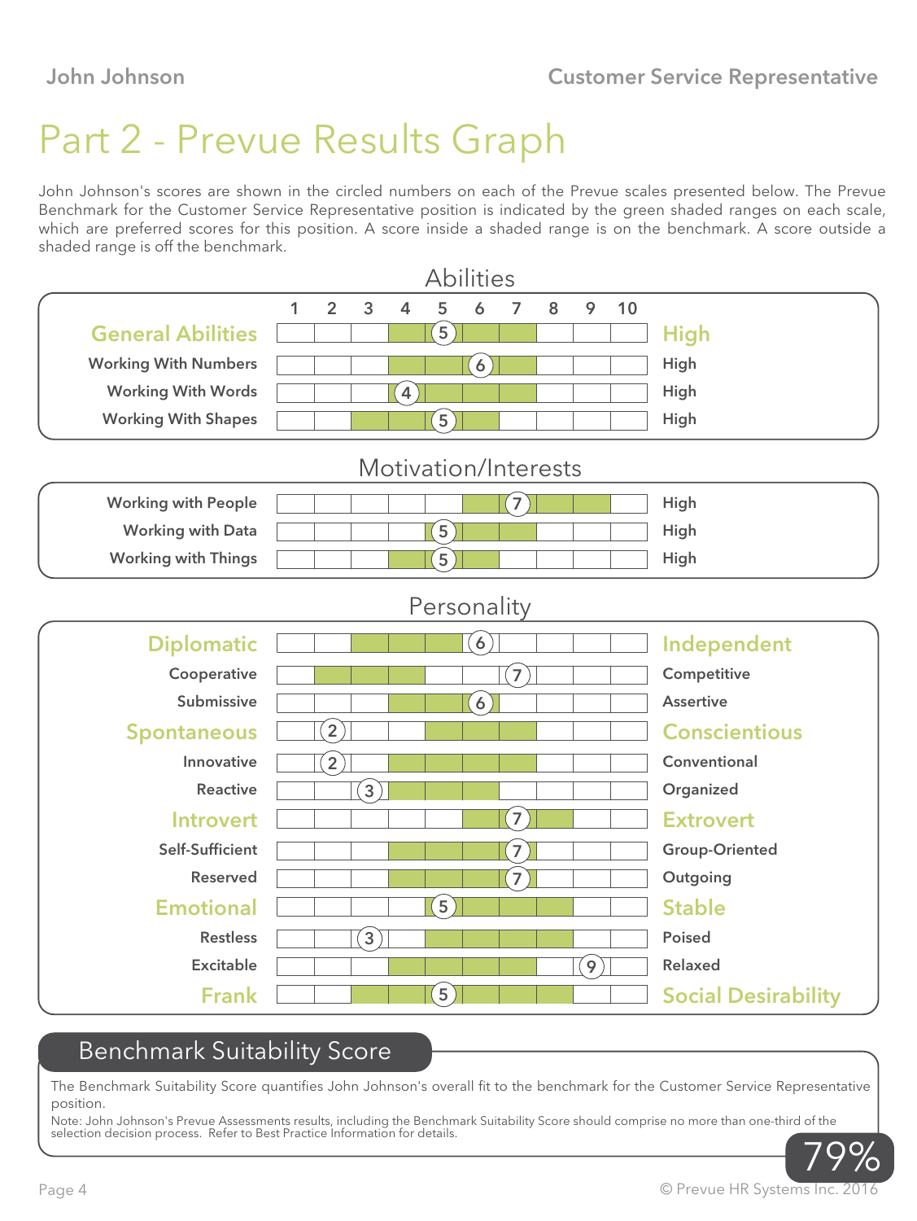# Part 2 - Prevue Results Graph

John Johnson's scores are shown in the circled numbers on each of the Prevue scales presented below. The Prevue Benchmark for the Customer Service Representative position is indicated by the green shaded ranges on each scale, which are preferred scores for this position. A score inside a shaded range is on the benchmark. A score outside a shaded range is off the benchmark.

## Abilities

| Scale | Score | Benchmark Range | |
|---|---|---|---|
| **General Abilities** | 5 | 4–7 | **High** |
| Working With Numbers | 6 | 4–7 | High |
| Working With Words | 4 | 4–7 | High |
| Working With Shapes | 5 | 3–6 | High |

## Motivation/Interests

| Scale | Score | Benchmark Range | |
|---|---|---|---|
| Working with People | 7 | 6–9 | High |
| Working with Data | 5 | 5–7 | High |
| Working with Things | 5 | 4–6 | High |

## Personality

| Low | Score | Benchmark Range | High |
|---|---|---|---|
| **Diplomatic** | 6 | 3–6 | **Independent** |
| Cooperative | 7 | 2–4 | Competitive |
| Submissive | 6 | 4–6 | Assertive |
| **Spontaneous** | 2 | 5–7 | **Conscientious** |
| Innovative | 2 | 4–7 | Conventional |
| Reactive | 3 | 4–6 | Organized |
| **Introvert** | 7 | 6–8 | **Extrovert** |
| Self-Sufficient | 7 | 4–7 | Group-Oriented |
| Reserved | 7 | 4–7 | Outgoing |
| **Emotional** | 5 | 5–8 | **Stable** |
| Restless | 3 | 5–8 | Poised |
| Excitable | 9 | 4–7 | Relaxed |
| **Frank** | 5 | 3–8 | **Social Desirability** |

## Benchmark Suitability Score

The Benchmark Suitability Score quantifies John Johnson's overall fit to the benchmark for the Customer Service Representative position.

Note: John Johnson's Prevue Assessments results, including the Benchmark Suitability Score should comprise no more than one-third of the selection decision process. Refer to Best Practice Information for details.

**79%**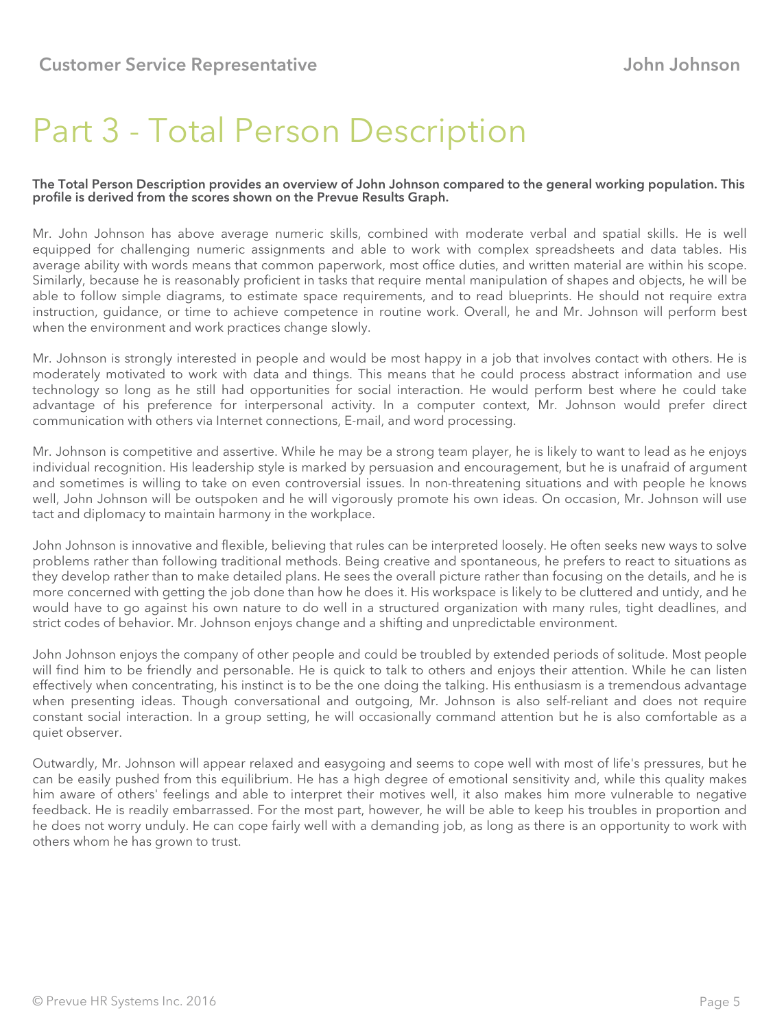# Part 3 - Total Person Description

**The Total Person Description provides an overview of John Johnson compared to the general working population. This profile is derived from the scores shown on the Prevue Results Graph.**

Mr. John Johnson has above average numeric skills, combined with moderate verbal and spatial skills. He is well equipped for challenging numeric assignments and able to work with complex spreadsheets and data tables. His average ability with words means that common paperwork, most office duties, and written material are within his scope. Similarly, because he is reasonably proficient in tasks that require mental manipulation of shapes and objects, he will be able to follow simple diagrams, to estimate space requirements, and to read blueprints. He should not require extra instruction, guidance, or time to achieve competence in routine work. Overall, he and Mr. Johnson will perform best when the environment and work practices change slowly.

Mr. Johnson is strongly interested in people and would be most happy in a job that involves contact with others. He is moderately motivated to work with data and things. This means that he could process abstract information and use technology so long as he still had opportunities for social interaction. He would perform best where he could take advantage of his preference for interpersonal activity. In a computer context, Mr. Johnson would prefer direct communication with others via Internet connections, E-mail, and word processing.

Mr. Johnson is competitive and assertive. While he may be a strong team player, he is likely to want to lead as he enjoys individual recognition. His leadership style is marked by persuasion and encouragement, but he is unafraid of argument and sometimes is willing to take on even controversial issues. In non-threatening situations and with people he knows well, John Johnson will be outspoken and he will vigorously promote his own ideas. On occasion, Mr. Johnson will use tact and diplomacy to maintain harmony in the workplace.

John Johnson is innovative and flexible, believing that rules can be interpreted loosely. He often seeks new ways to solve problems rather than following traditional methods. Being creative and spontaneous, he prefers to react to situations as they develop rather than to make detailed plans. He sees the overall picture rather than focusing on the details, and he is more concerned with getting the job done than how he does it. His workspace is likely to be cluttered and untidy, and he would have to go against his own nature to do well in a structured organization with many rules, tight deadlines, and strict codes of behavior. Mr. Johnson enjoys change and a shifting and unpredictable environment.

John Johnson enjoys the company of other people and could be troubled by extended periods of solitude. Most people will find him to be friendly and personable. He is quick to talk to others and enjoys their attention. While he can listen effectively when concentrating, his instinct is to be the one doing the talking. His enthusiasm is a tremendous advantage when presenting ideas. Though conversational and outgoing, Mr. Johnson is also self-reliant and does not require constant social interaction. In a group setting, he will occasionally command attention but he is also comfortable as a quiet observer.

Outwardly, Mr. Johnson will appear relaxed and easygoing and seems to cope well with most of life's pressures, but he can be easily pushed from this equilibrium. He has a high degree of emotional sensitivity and, while this quality makes him aware of others' feelings and able to interpret their motives well, it also makes him more vulnerable to negative feedback. He is readily embarrassed. For the most part, however, he will be able to keep his troubles in proportion and he does not worry unduly. He can cope fairly well with a demanding job, as long as there is an opportunity to work with others whom he has grown to trust.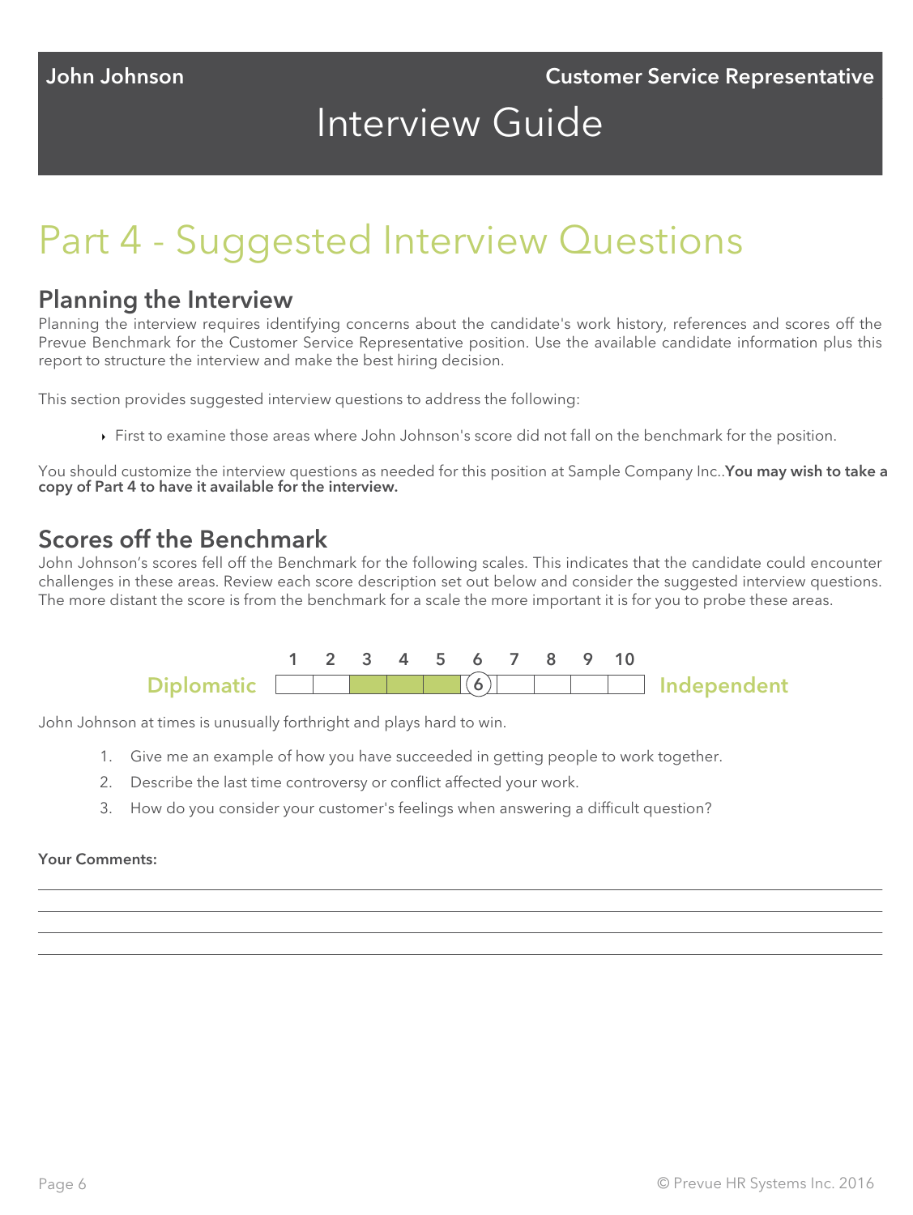# Interview Guide

# Part 4 - Suggested Interview Questions

## Planning the Interview

Planning the interview requires identifying concerns about the candidate's work history, references and scores off the Prevue Benchmark for the Customer Service Representative position. Use the available candidate information plus this report to structure the interview and make the best hiring decision.

This section provides suggested interview questions to address the following:

- First to examine those areas where John Johnson's score did not fall on the benchmark for the position.

You should customize the interview questions as needed for this position at Sample Company Inc..**You may wish to take a copy of Part 4 to have it available for the interview.**

## Scores off the Benchmark

John Johnson's scores fell off the Benchmark for the following scales. This indicates that the candidate could encounter challenges in these areas. Review each score description set out below and consider the suggested interview questions. The more distant the score is from the benchmark for a scale the more important it is for you to probe these areas.

| | 1 | 2 | 3 | 4 | 5 | 6 | 7 | 8 | 9 | 10 | |
|---|---|---|---|---|---|---|---|---|---|---|---|
| Diplomatic | | | ■ | ■ | ■ | (6) | | | | | Independent |

John Johnson at times is unusually forthright and plays hard to win.

1. Give me an example of how you have succeeded in getting people to work together.
2. Describe the last time controversy or conflict affected your work.
3. How do you consider your customer's feelings when answering a difficult question?

**Your Comments:**

______________________________________________________________________

______________________________________________________________________

______________________________________________________________________

______________________________________________________________________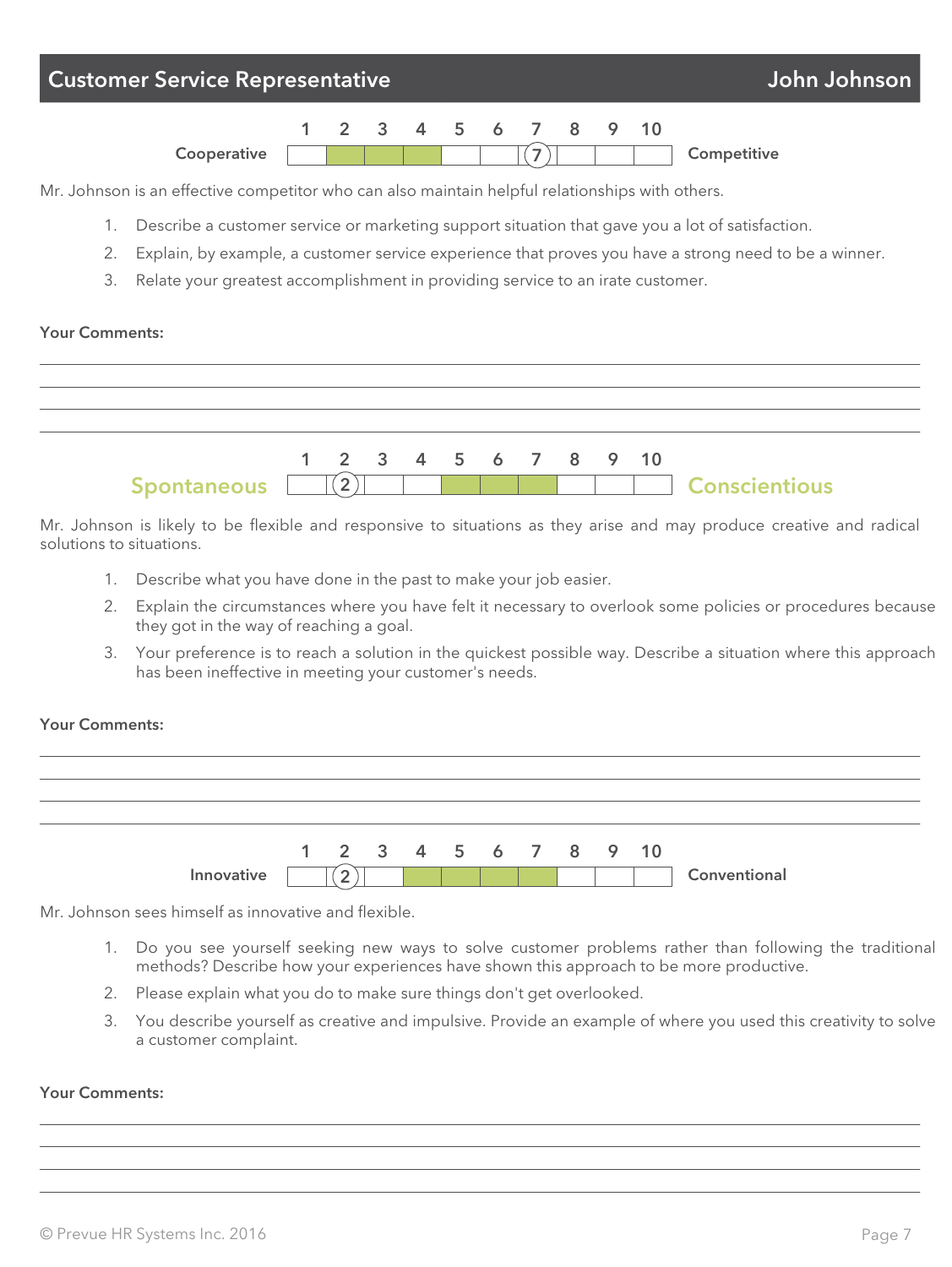## Customer Service Representative — John Johnson

| | 1 | 2 | 3 | 4 | 5 | 6 | 7 | 8 | 9 | 10 | |
|---|---|---|---|---|---|---|---|---|---|---|---|
| Cooperative | | | | | | | (7) | | | | Competitive |

Mr. Johnson is an effective competitor who can also maintain helpful relationships with others.

1. Describe a customer service or marketing support situation that gave you a lot of satisfaction.
2. Explain, by example, a customer service experience that proves you have a strong need to be a winner.
3. Relate your greatest accomplishment in providing service to an irate customer.

**Your Comments:**

| | 1 | 2 | 3 | 4 | 5 | 6 | 7 | 8 | 9 | 10 | |
|---|---|---|---|---|---|---|---|---|---|---|---|
| Spontaneous | | (2) | | | | | | | | | Conscientious |

Mr. Johnson is likely to be flexible and responsive to situations as they arise and may produce creative and radical solutions to situations.

1. Describe what you have done in the past to make your job easier.
2. Explain the circumstances where you have felt it necessary to overlook some policies or procedures because they got in the way of reaching a goal.
3. Your preference is to reach a solution in the quickest possible way. Describe a situation where this approach has been ineffective in meeting your customer's needs.

**Your Comments:**

| | 1 | 2 | 3 | 4 | 5 | 6 | 7 | 8 | 9 | 10 | |
|---|---|---|---|---|---|---|---|---|---|---|---|
| Innovative | | (2) | | | | | | | | | Conventional |

Mr. Johnson sees himself as innovative and flexible.

1. Do you see yourself seeking new ways to solve customer problems rather than following the traditional methods? Describe how your experiences have shown this approach to be more productive.
2. Please explain what you do to make sure things don't get overlooked.
3. You describe yourself as creative and impulsive. Provide an example of where you used this creativity to solve a customer complaint.

**Your Comments:**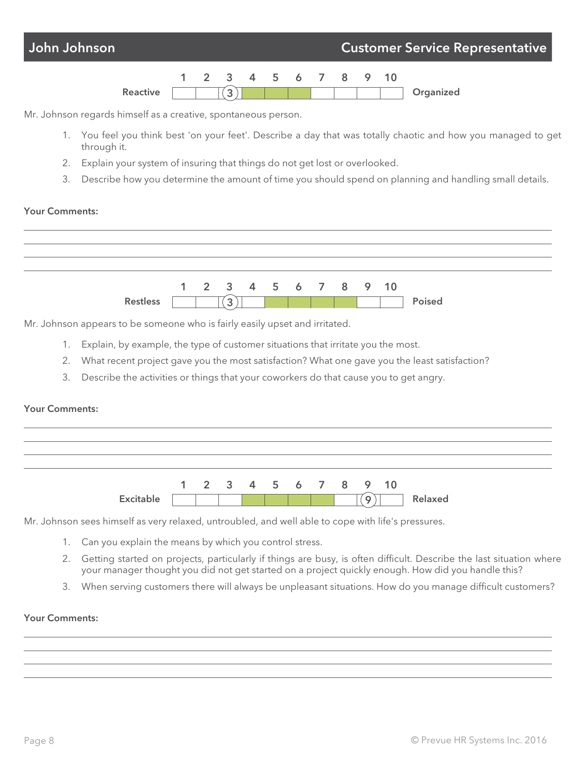## John Johnson — Customer Service Representative

| Reactive | 1 | 2 | 3 | 4 | 5 | 6 | 7 | 8 | 9 | 10 | Organized |
|---|---|---|---|---|---|---|---|---|---|---|---|
| | | | (3) | | | | | | | | |

Mr. Johnson regards himself as a creative, spontaneous person.

1. You feel you think best 'on your feet'. Describe a day that was totally chaotic and how you managed to get through it.
2. Explain your system of insuring that things do not get lost or overlooked.
3. Describe how you determine the amount of time you should spend on planning and handling small details.

**Your Comments:**

______________________________________________

______________________________________________

______________________________________________

______________________________________________

| Restless | 1 | 2 | 3 | 4 | 5 | 6 | 7 | 8 | 9 | 10 | Poised |
|---|---|---|---|---|---|---|---|---|---|---|---|
| | | | (3) | | | | | | | | |

Mr. Johnson appears to be someone who is fairly easily upset and irritated.

1. Explain, by example, the type of customer situations that irritate you the most.
2. What recent project gave you the most satisfaction? What one gave you the least satisfaction?
3. Describe the activities or things that your coworkers do that cause you to get angry.

**Your Comments:**

______________________________________________

______________________________________________

______________________________________________

______________________________________________

| Excitable | 1 | 2 | 3 | 4 | 5 | 6 | 7 | 8 | 9 | 10 | Relaxed |
|---|---|---|---|---|---|---|---|---|---|---|---|
| | | | | | | | | | (9) | | |

Mr. Johnson sees himself as very relaxed, untroubled, and well able to cope with life's pressures.

1. Can you explain the means by which you control stress.
2. Getting started on projects, particularly if things are busy, is often difficult. Describe the last situation where your manager thought you did not get started on a project quickly enough. How did you handle this?
3. When serving customers there will always be unpleasant situations. How do you manage difficult customers?

**Your Comments:**

______________________________________________

______________________________________________

______________________________________________

______________________________________________

© Prevue HR Systems Inc. 2016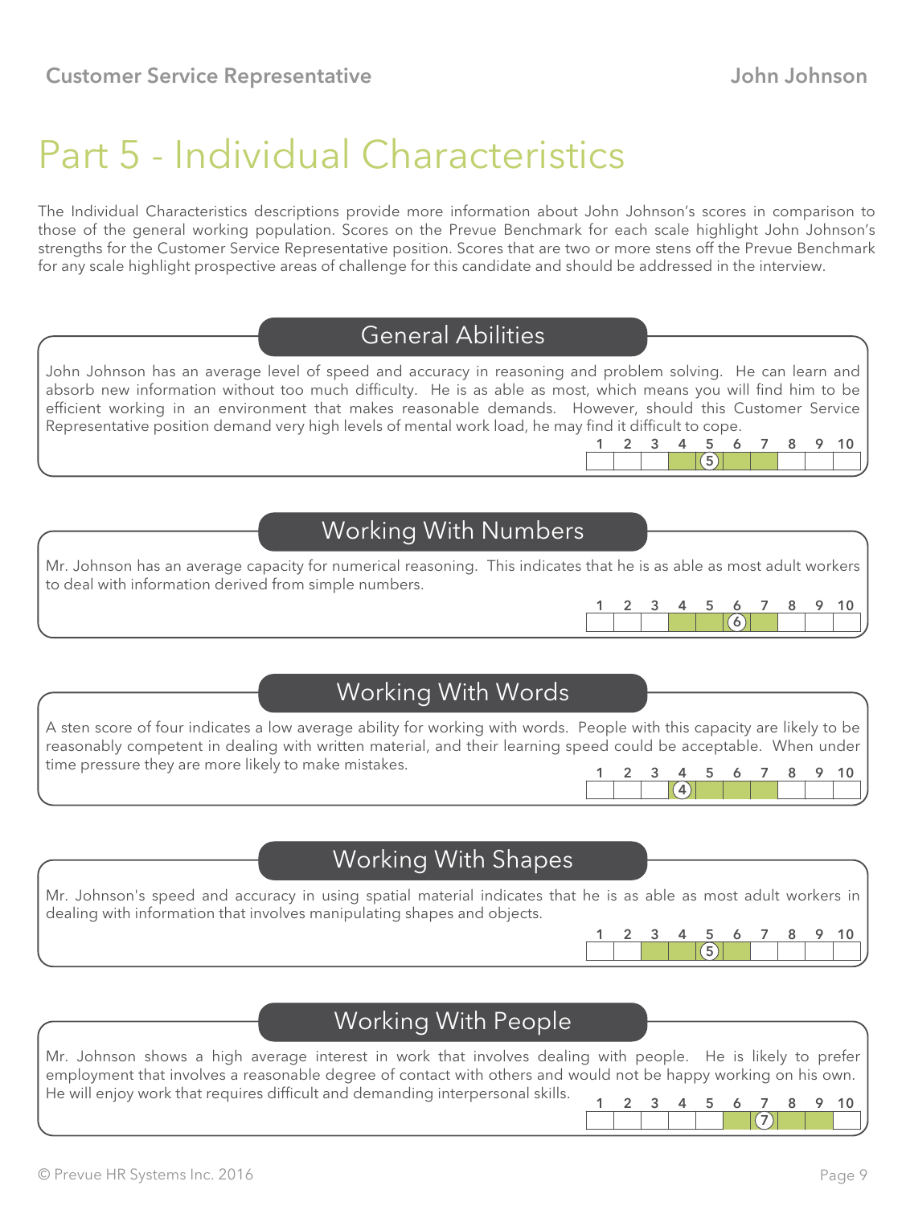# Part 5 - Individual Characteristics

The Individual Characteristics descriptions provide more information about John Johnson's scores in comparison to those of the general working population. Scores on the Prevue Benchmark for each scale highlight John Johnson's strengths for the Customer Service Representative position. Scores that are two or more stens off the Prevue Benchmark for any scale highlight prospective areas of challenge for this candidate and should be addressed in the interview.

## General Abilities

John Johnson has an average level of speed and accuracy in reasoning and problem solving. He can learn and absorb new information without too much difficulty. He is as able as most, which means you will find him to be efficient working in an environment that makes reasonable demands. However, should this Customer Service Representative position demand very high levels of mental work load, he may find it difficult to cope.

| 1 | 2 | 3 | 4 | 5 | 6 | 7 | 8 | 9 | 10 |
|---|---|---|---|---|---|---|---|---|---|
| | | | | (5) | | | | | |

## Working With Numbers

Mr. Johnson has an average capacity for numerical reasoning. This indicates that he is as able as most adult workers to deal with information derived from simple numbers.

| 1 | 2 | 3 | 4 | 5 | 6 | 7 | 8 | 9 | 10 |
|---|---|---|---|---|---|---|---|---|---|
| | | | | | (6) | | | | |

## Working With Words

A sten score of four indicates a low average ability for working with words. People with this capacity are likely to be reasonably competent in dealing with written material, and their learning speed could be acceptable. When under time pressure they are more likely to make mistakes.

| 1 | 2 | 3 | 4 | 5 | 6 | 7 | 8 | 9 | 10 |
|---|---|---|---|---|---|---|---|---|---|
| | | | (4) | | | | | | |

## Working With Shapes

Mr. Johnson's speed and accuracy in using spatial material indicates that he is as able as most adult workers in dealing with information that involves manipulating shapes and objects.

| 1 | 2 | 3 | 4 | 5 | 6 | 7 | 8 | 9 | 10 |
|---|---|---|---|---|---|---|---|---|---|
| | | | | (5) | | | | | |

## Working With People

Mr. Johnson shows a high average interest in work that involves dealing with people. He is likely to prefer employment that involves a reasonable degree of contact with others and would not be happy working on his own. He will enjoy work that requires difficult and demanding interpersonal skills.

| 1 | 2 | 3 | 4 | 5 | 6 | 7 | 8 | 9 | 10 |
|---|---|---|---|---|---|---|---|---|---|
| | | | | | | (7) | | | |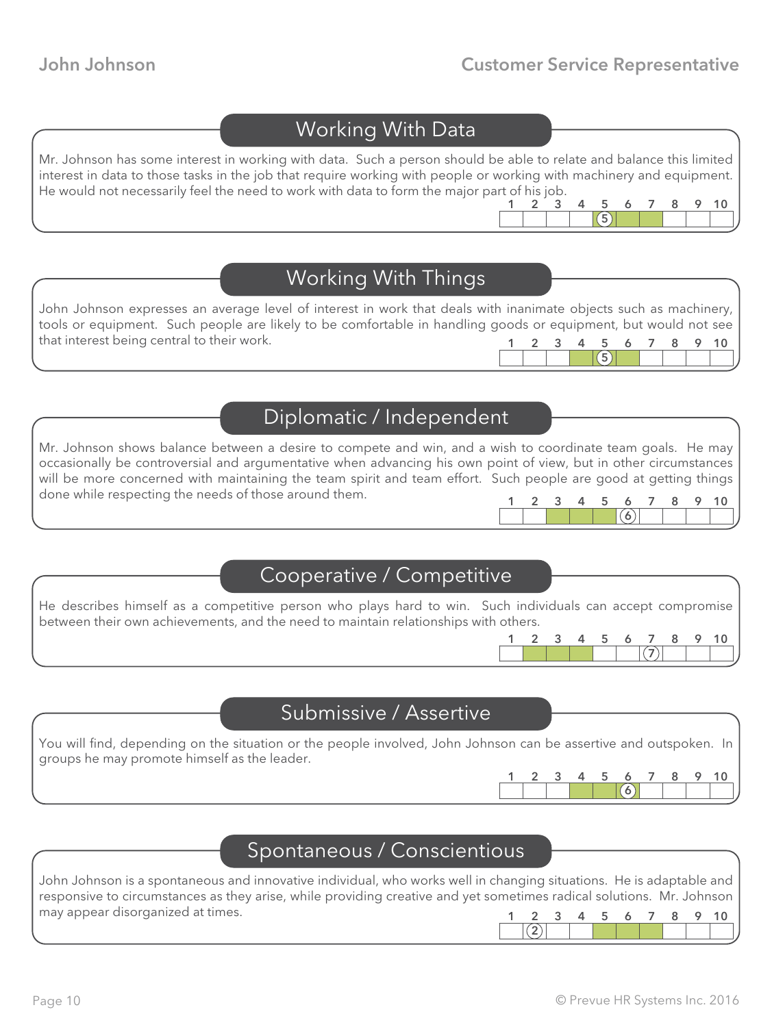## Working With Data

Mr. Johnson has some interest in working with data. Such a person should be able to relate and balance this limited interest in data to those tasks in the job that require working with people or working with machinery and equipment. He would not necessarily feel the need to work with data to form the major part of his job.

| 1 | 2 | 3 | 4 | 5 | 6 | 7 | 8 | 9 | 10 |
|---|---|---|---|---|---|---|---|---|---|
| | | | | (5) | | | | | |

## Working With Things

John Johnson expresses an average level of interest in work that deals with inanimate objects such as machinery, tools or equipment. Such people are likely to be comfortable in handling goods or equipment, but would not see that interest being central to their work.

| 1 | 2 | 3 | 4 | 5 | 6 | 7 | 8 | 9 | 10 |
|---|---|---|---|---|---|---|---|---|---|
| | | | | (5) | | | | | |

## Diplomatic / Independent

Mr. Johnson shows balance between a desire to compete and win, and a wish to coordinate team goals. He may occasionally be controversial and argumentative when advancing his own point of view, but in other circumstances will be more concerned with maintaining the team spirit and team effort. Such people are good at getting things done while respecting the needs of those around them.

| 1 | 2 | 3 | 4 | 5 | 6 | 7 | 8 | 9 | 10 |
|---|---|---|---|---|---|---|---|---|---|
| | | | | | (6) | | | | |

## Cooperative / Competitive

He describes himself as a competitive person who plays hard to win. Such individuals can accept compromise between their own achievements, and the need to maintain relationships with others.

| 1 | 2 | 3 | 4 | 5 | 6 | 7 | 8 | 9 | 10 |
|---|---|---|---|---|---|---|---|---|---|
| | | | | | | (7) | | | |

## Submissive / Assertive

You will find, depending on the situation or the people involved, John Johnson can be assertive and outspoken. In groups he may promote himself as the leader.

| 1 | 2 | 3 | 4 | 5 | 6 | 7 | 8 | 9 | 10 |
|---|---|---|---|---|---|---|---|---|---|
| | | | | | (6) | | | | |

## Spontaneous / Conscientious

John Johnson is a spontaneous and innovative individual, who works well in changing situations. He is adaptable and responsive to circumstances as they arise, while providing creative and yet sometimes radical solutions. Mr. Johnson may appear disorganized at times.

| 1 | 2 | 3 | 4 | 5 | 6 | 7 | 8 | 9 | 10 |
|---|---|---|---|---|---|---|---|---|---|
| | (2) | | | | | | | | |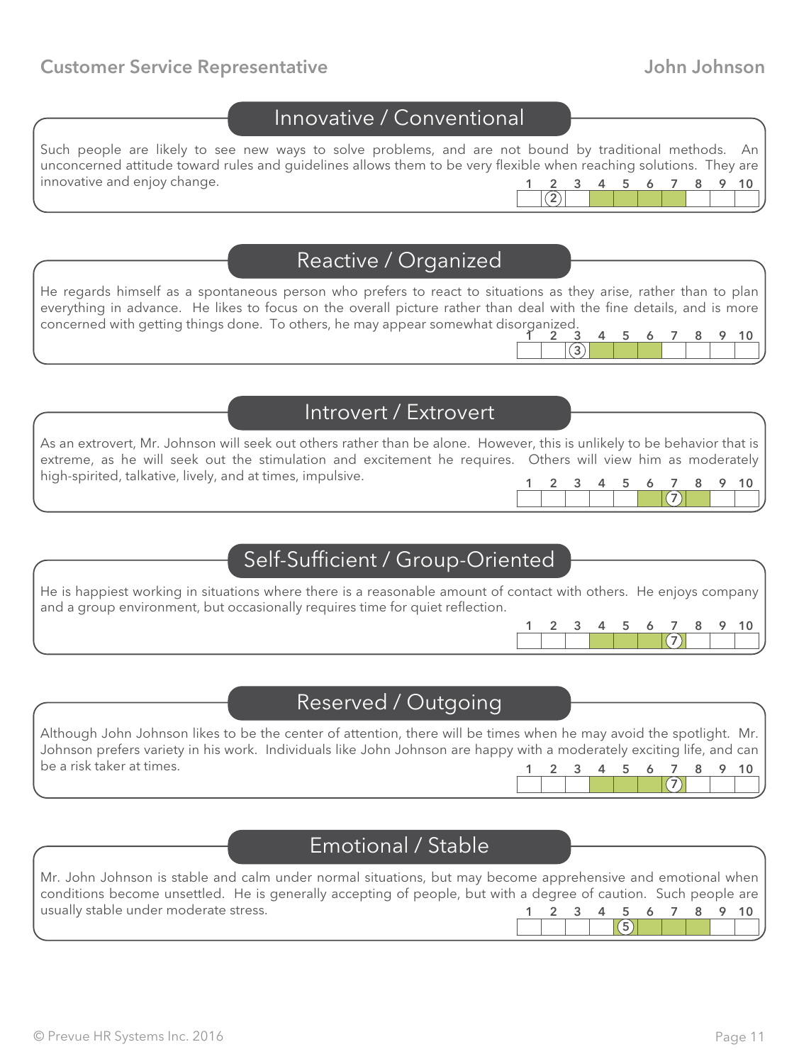## Innovative / Conventional

Such people are likely to see new ways to solve problems, and are not bound by traditional methods. An unconcerned attitude toward rules and guidelines allows them to be very flexible when reaching solutions. They are innovative and enjoy change.

| 1 | 2 | 3 | 4 | 5 | 6 | 7 | 8 | 9 | 10 |
|---|---|---|---|---|---|---|---|---|---|
| | (2) | | | | | | | | |

## Reactive / Organized

He regards himself as a spontaneous person who prefers to react to situations as they arise, rather than to plan everything in advance. He likes to focus on the overall picture rather than deal with the fine details, and is more concerned with getting things done. To others, he may appear somewhat disorganized.

| 1 | 2 | 3 | 4 | 5 | 6 | 7 | 8 | 9 | 10 |
|---|---|---|---|---|---|---|---|---|---|
| | | (3) | | | | | | | |

## Introvert / Extrovert

As an extrovert, Mr. Johnson will seek out others rather than be alone. However, this is unlikely to be behavior that is extreme, as he will seek out the stimulation and excitement he requires. Others will view him as moderately high-spirited, talkative, lively, and at times, impulsive.

| 1 | 2 | 3 | 4 | 5 | 6 | 7 | 8 | 9 | 10 |
|---|---|---|---|---|---|---|---|---|---|
| | | | | | | (7) | | | |

## Self-Sufficient / Group-Oriented

He is happiest working in situations where there is a reasonable amount of contact with others. He enjoys company and a group environment, but occasionally requires time for quiet reflection.

| 1 | 2 | 3 | 4 | 5 | 6 | 7 | 8 | 9 | 10 |
|---|---|---|---|---|---|---|---|---|---|
| | | | | | | (7) | | | |

## Reserved / Outgoing

Although John Johnson likes to be the center of attention, there will be times when he may avoid the spotlight. Mr. Johnson prefers variety in his work. Individuals like John Johnson are happy with a moderately exciting life, and can be a risk taker at times.

| 1 | 2 | 3 | 4 | 5 | 6 | 7 | 8 | 9 | 10 |
|---|---|---|---|---|---|---|---|---|---|
| | | | | | | (7) | | | |

## Emotional / Stable

Mr. John Johnson is stable and calm under normal situations, but may become apprehensive and emotional when conditions become unsettled. He is generally accepting of people, but with a degree of caution. Such people are usually stable under moderate stress.

| 1 | 2 | 3 | 4 | 5 | 6 | 7 | 8 | 9 | 10 |
|---|---|---|---|---|---|---|---|---|---|
| | | | | (5) | | | | | |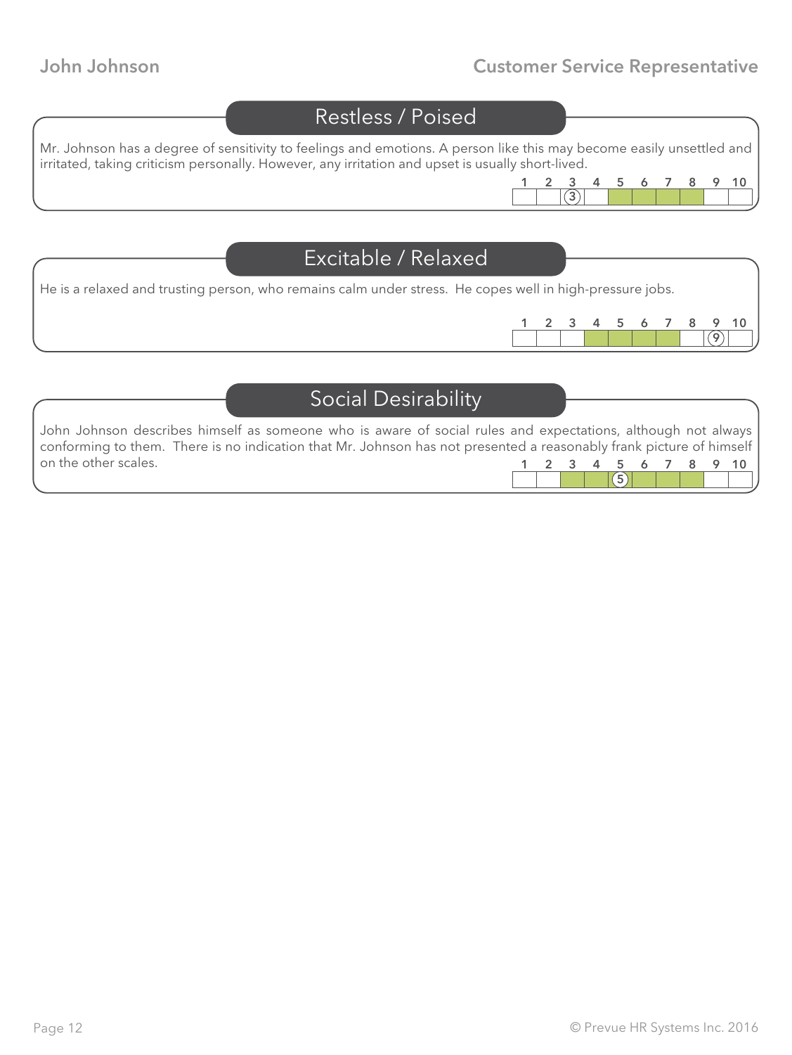## Restless / Poised

Mr. Johnson has a degree of sensitivity to feelings and emotions. A person like this may become easily unsettled and irritated, taking criticism personally. However, any irritation and upset is usually short-lived.

| 1 | 2 | 3 | 4 | 5 | 6 | 7 | 8 | 9 | 10 |
|---|---|---|---|---|---|---|---|---|---|
| | | (3) | | | | | | | |

## Excitable / Relaxed

He is a relaxed and trusting person, who remains calm under stress. He copes well in high-pressure jobs.

| 1 | 2 | 3 | 4 | 5 | 6 | 7 | 8 | 9 | 10 |
|---|---|---|---|---|---|---|---|---|---|
| | | | | | | | | (9) | |

## Social Desirability

John Johnson describes himself as someone who is aware of social rules and expectations, although not always conforming to them. There is no indication that Mr. Johnson has not presented a reasonably frank picture of himself on the other scales.

| 1 | 2 | 3 | 4 | 5 | 6 | 7 | 8 | 9 | 10 |
|---|---|---|---|---|---|---|---|---|---|
| | | | | (5) | | | | | |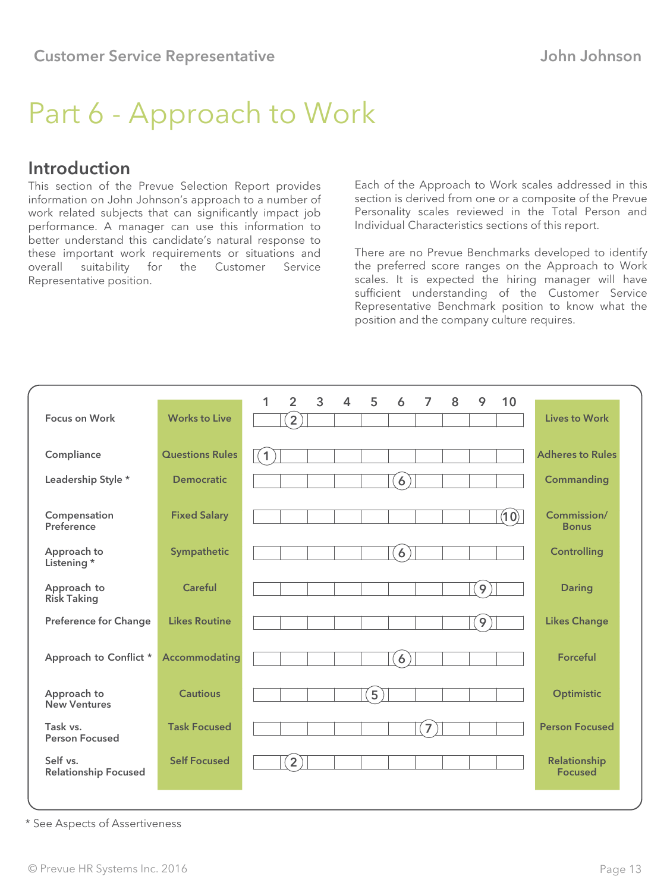# Part 6 - Approach to Work

## Introduction

This section of the Prevue Selection Report provides information on John Johnson's approach to a number of work related subjects that can significantly impact job performance. A manager can use this information to better understand this candidate's natural response to these important work requirements or situations and overall suitability for the Customer Service Representative position.

Each of the Approach to Work scales addressed in this section is derived from one or a composite of the Prevue Personality scales reviewed in the Total Person and Individual Characteristics sections of this report.

There are no Prevue Benchmarks developed to identify the preferred score ranges on the Approach to Work scales. It is expected the hiring manager will have sufficient understanding of the Customer Service Representative Benchmark position to know what the position and the company culture requires.

| Scale | Low End | Score (1–10) | High End |
|---|---|---|---|
| Focus on Work | Works to Live | 2 | Lives to Work |
| Compliance | Questions Rules | 1 | Adheres to Rules |
| Leadership Style * | Democratic | 6 | Commanding |
| Compensation Preference | Fixed Salary | 10 | Commission/ Bonus |
| Approach to Listening * | Sympathetic | 6 | Controlling |
| Approach to Risk Taking | Careful | 9 | Daring |
| Preference for Change | Likes Routine | 9 | Likes Change |
| Approach to Conflict * | Accommodating | 6 | Forceful |
| Approach to New Ventures | Cautious | 5 | Optimistic |
| Task vs. Person Focused | Task Focused | 7 | Person Focused |
| Self vs. Relationship Focused | Self Focused | 2 | Relationship Focused |

* See Aspects of Assertiveness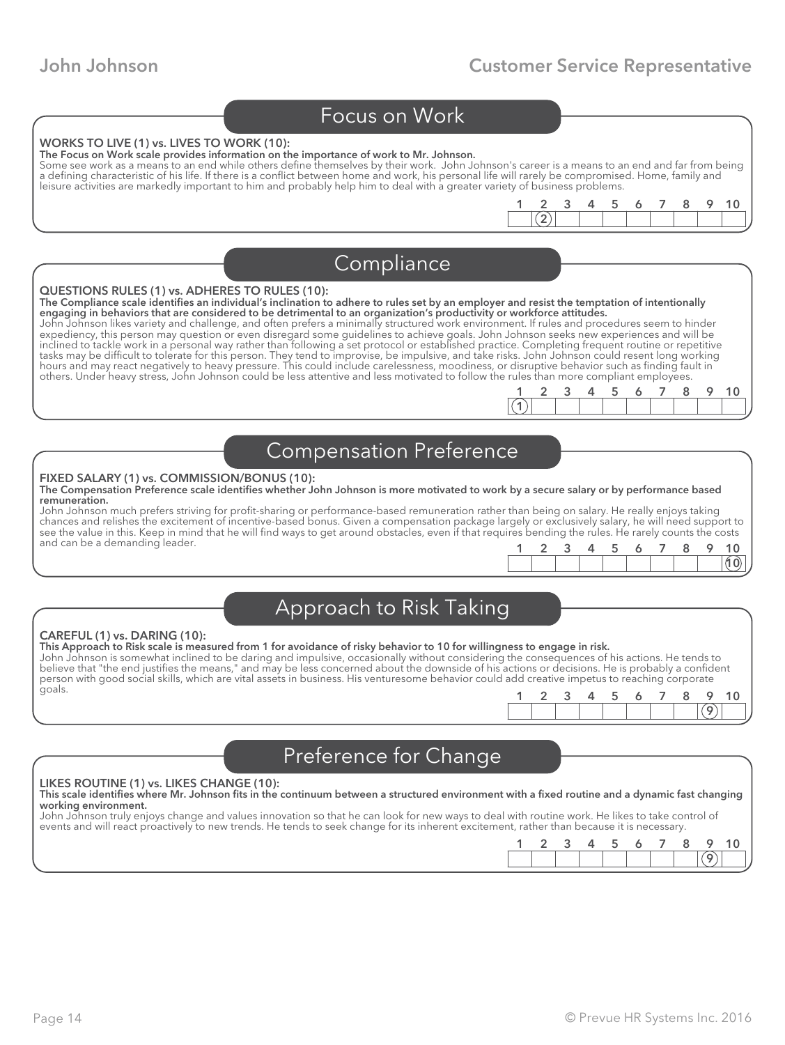## Focus on Work

**WORKS TO LIVE (1) vs. LIVES TO WORK (10):**

**The Focus on Work scale provides information on the importance of work to Mr. Johnson.**

Some see work as a means to an end while others define themselves by their work. John Johnson's career is a means to an end and far from being a defining characteristic of his life. If there is a conflict between home and work, his personal life will rarely be compromised. Home, family and leisure activities are markedly important to him and probably help him to deal with a greater variety of business problems.

| 1 | 2 | 3 | 4 | 5 | 6 | 7 | 8 | 9 | 10 |
|---|---|---|---|---|---|---|---|---|---|
| | (2) | | | | | | | | |

## Compliance

**QUESTIONS RULES (1) vs. ADHERES TO RULES (10):**

**The Compliance scale identifies an individual's inclination to adhere to rules set by an employer and resist the temptation of intentionally engaging in behaviors that are considered to be detrimental to an organization's productivity or workforce attitudes.**

John Johnson likes variety and challenge, and often prefers a minimally structured work environment. If rules and procedures seem to hinder expediency, this person may question or even disregard some guidelines to achieve goals. John Johnson seeks new experiences and will be inclined to tackle work in a personal way rather than following a set protocol or established practice. Completing frequent routine or repetitive tasks may be difficult to tolerate for this person. They tend to improvise, be impulsive, and take risks. John Johnson could resent long working hours and may react negatively to heavy pressure. This could include carelessness, moodiness, or disruptive behavior such as finding fault in others. Under heavy stress, John Johnson could be less attentive and less motivated to follow the rules than more compliant employees.

| 1 | 2 | 3 | 4 | 5 | 6 | 7 | 8 | 9 | 10 |
|---|---|---|---|---|---|---|---|---|---|
| (1) | | | | | | | | | |

## Compensation Preference

**FIXED SALARY (1) vs. COMMISSION/BONUS (10):**

**The Compensation Preference scale identifies whether John Johnson is more motivated to work by a secure salary or by performance based remuneration.**

John Johnson much prefers striving for profit-sharing or performance-based remuneration rather than being on salary. He really enjoys taking chances and relishes the excitement of incentive-based bonus. Given a compensation package largely or exclusively salary, he will need support to see the value in this. Keep in mind that he will find ways to get around obstacles, even if that requires bending the rules. He rarely counts the costs and can be a demanding leader.

| 1 | 2 | 3 | 4 | 5 | 6 | 7 | 8 | 9 | 10 |
|---|---|---|---|---|---|---|---|---|---|
| | | | | | | | | | (10) |

## Approach to Risk Taking

**CAREFUL (1) vs. DARING (10):**

**This Approach to Risk scale is measured from 1 for avoidance of risky behavior to 10 for willingness to engage in risk.**

John Johnson is somewhat inclined to be daring and impulsive, occasionally without considering the consequences of his actions. He tends to believe that "the end justifies the means," and may be less concerned about the downside of his actions or decisions. He is probably a confident person with good social skills, which are vital assets in business. His venturesome behavior could add creative impetus to reaching corporate goals.

| 1 | 2 | 3 | 4 | 5 | 6 | 7 | 8 | 9 | 10 |
|---|---|---|---|---|---|---|---|---|---|
| | | | | | | | | (9) | |

## Preference for Change

**LIKES ROUTINE (1) vs. LIKES CHANGE (10):**

**This scale identifies where Mr. Johnson fits in the continuum between a structured environment with a fixed routine and a dynamic fast changing working environment.**

John Johnson truly enjoys change and values innovation so that he can look for new ways to deal with routine work. He likes to take control of events and will react proactively to new trends. He tends to seek change for its inherent excitement, rather than because it is necessary.

| 1 | 2 | 3 | 4 | 5 | 6 | 7 | 8 | 9 | 10 |
|---|---|---|---|---|---|---|---|---|---|
| | | | | | | | | (9) | |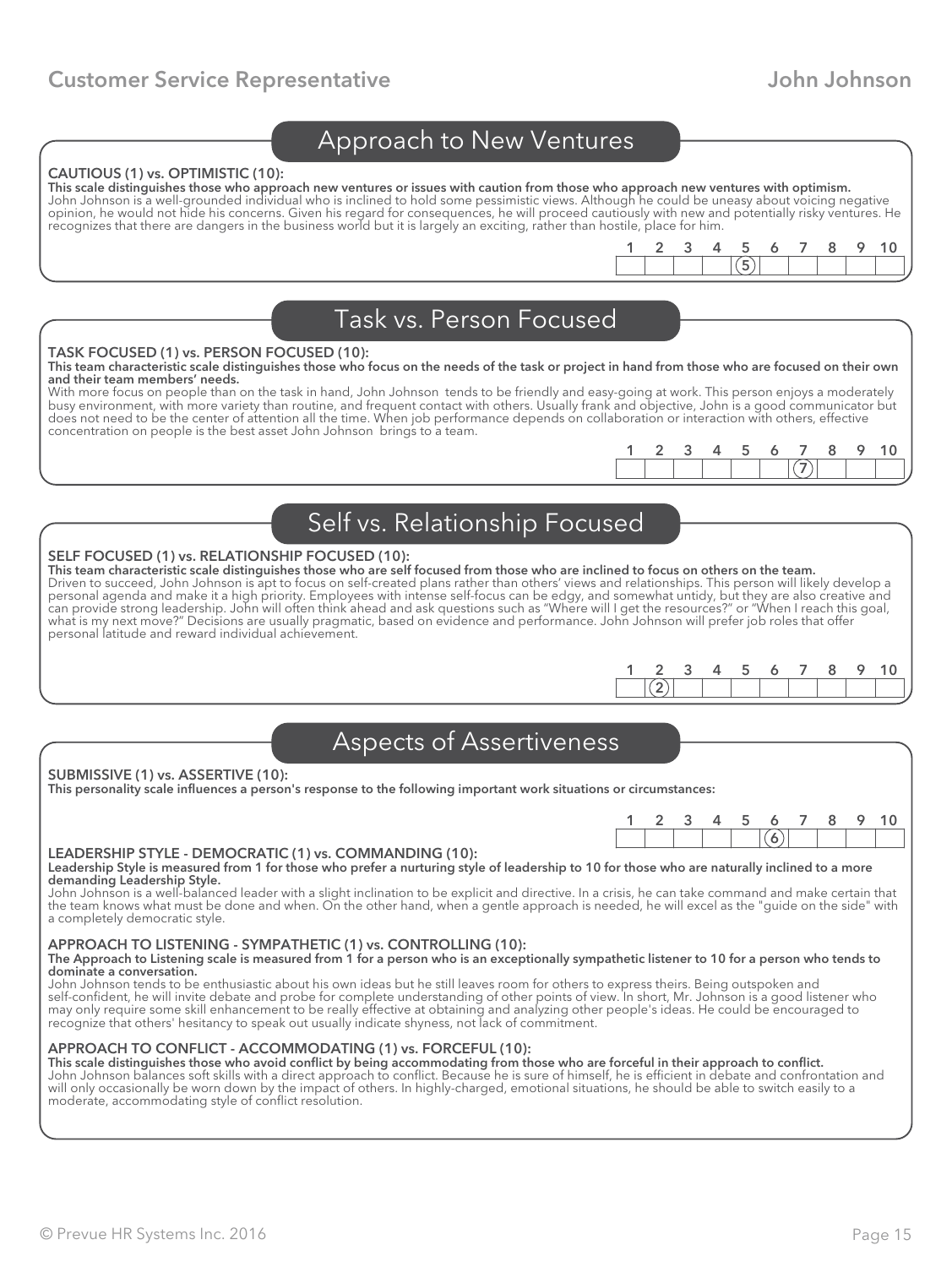## Approach to New Ventures

**CAUTIOUS (1) vs. OPTIMISTIC (10):**

**This scale distinguishes those who approach new ventures or issues with caution from those who approach new ventures with optimism.**

John Johnson is a well-grounded individual who is inclined to hold some pessimistic views. Although he could be uneasy about voicing negative opinion, he would not hide his concerns. Given his regard for consequences, he will proceed cautiously with new and potentially risky ventures. He recognizes that there are dangers in the business world but it is largely an exciting, rather than hostile, place for him.

| 1 | 2 | 3 | 4 | 5 | 6 | 7 | 8 | 9 | 10 |
|---|---|---|---|---|---|---|---|---|---|
| | | | | 5 | | | | | |

## Task vs. Person Focused

**TASK FOCUSED (1) vs. PERSON FOCUSED (10):**

**This team characteristic scale distinguishes those who focus on the needs of the task or project in hand from those who are focused on their own and their team members' needs.**

With more focus on people than on the task in hand, John Johnson tends to be friendly and easy-going at work. This person enjoys a moderately busy environment, with more variety than routine, and frequent contact with others. Usually frank and objective, John is a good communicator but does not need to be the center of attention all the time. When job performance depends on collaboration or interaction with others, effective concentration on people is the best asset John Johnson brings to a team.

| 1 | 2 | 3 | 4 | 5 | 6 | 7 | 8 | 9 | 10 |
|---|---|---|---|---|---|---|---|---|---|
| | | | | | | 7 | | | |

## Self vs. Relationship Focused

**SELF FOCUSED (1) vs. RELATIONSHIP FOCUSED (10):**

**This team characteristic scale distinguishes those who are self focused from those who are inclined to focus on others on the team.**

Driven to succeed, John Johnson is apt to focus on self-created plans rather than others' views and relationships. This person will likely develop a personal agenda and make it a high priority. Employees with intense self-focus can be edgy, and somewhat untidy, but they are also creative and can provide strong leadership. John will often think ahead and ask questions such as "Where will I get the resources?" or "When I reach this goal, what is my next move?" Decisions are usually pragmatic, based on evidence and performance. John Johnson will prefer job roles that offer personal latitude and reward individual achievement.

| 1 | 2 | 3 | 4 | 5 | 6 | 7 | 8 | 9 | 10 |
|---|---|---|---|---|---|---|---|---|---|
| | 2 | | | | | | | | |

## Aspects of Assertiveness

**SUBMISSIVE (1) vs. ASSERTIVE (10):**

**This personality scale influences a person's response to the following important work situations or circumstances:**

| 1 | 2 | 3 | 4 | 5 | 6 | 7 | 8 | 9 | 10 |
|---|---|---|---|---|---|---|---|---|---|
| | | | | | 6 | | | | |

**LEADERSHIP STYLE - DEMOCRATIC (1) vs. COMMANDING (10):**

**Leadership Style is measured from 1 for those who prefer a nurturing style of leadership to 10 for those who are naturally inclined to a more demanding Leadership Style.**

John Johnson is a well-balanced leader with a slight inclination to be explicit and directive. In a crisis, he can take command and make certain that the team knows what must be done and when. On the other hand, when a gentle approach is needed, he will excel as the "guide on the side" with a completely democratic style.

**APPROACH TO LISTENING - SYMPATHETIC (1) vs. CONTROLLING (10):**

**The Approach to Listening scale is measured from 1 for a person who is an exceptionally sympathetic listener to 10 for a person who tends to dominate a conversation.**

John Johnson tends to be enthusiastic about his own ideas but he still leaves room for others to express theirs. Being outspoken and self-confident, he will invite debate and probe for complete understanding of other points of view. In short, Mr. Johnson is a good listener who may only require some skill enhancement to be really effective at obtaining and analyzing other people's ideas. He could be encouraged to recognize that others' hesitancy to speak out usually indicate shyness, not lack of commitment.

**APPROACH TO CONFLICT - ACCOMMODATING (1) vs. FORCEFUL (10):**

**This scale distinguishes those who avoid conflict by being accommodating from those who are forceful in their approach to conflict.**

John Johnson balances soft skills with a direct approach to conflict. Because he is sure of himself, he is efficient in debate and confrontation and will only occasionally be worn down by the impact of others. In highly-charged, emotional situations, he should be able to switch easily to a moderate, accommodating style of conflict resolution.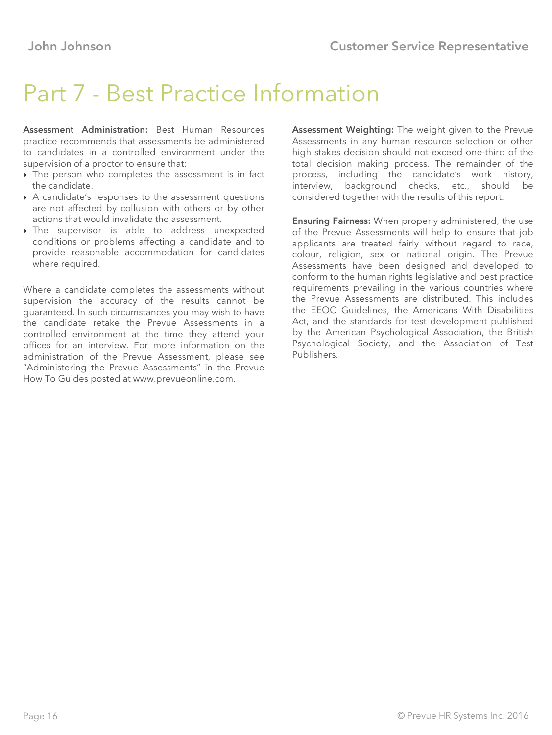# Part 7 - Best Practice Information

**Assessment Administration:** Best Human Resources practice recommends that assessments be administered to candidates in a controlled environment under the supervision of a proctor to ensure that:

- The person who completes the assessment is in fact the candidate.
- A candidate's responses to the assessment questions are not affected by collusion with others or by other actions that would invalidate the assessment.
- The supervisor is able to address unexpected conditions or problems affecting a candidate and to provide reasonable accommodation for candidates where required.

Where a candidate completes the assessments without supervision the accuracy of the results cannot be guaranteed. In such circumstances you may wish to have the candidate retake the Prevue Assessments in a controlled environment at the time they attend your offices for an interview. For more information on the administration of the Prevue Assessment, please see "Administering the Prevue Assessments" in the Prevue How To Guides posted at www.prevueonline.com.

**Assessment Weighting:** The weight given to the Prevue Assessments in any human resource selection or other high stakes decision should not exceed one-third of the total decision making process. The remainder of the process, including the candidate's work history, interview, background checks, etc., should be considered together with the results of this report.

**Ensuring Fairness:** When properly administered, the use of the Prevue Assessments will help to ensure that job applicants are treated fairly without regard to race, colour, religion, sex or national origin. The Prevue Assessments have been designed and developed to conform to the human rights legislative and best practice requirements prevailing in the various countries where the Prevue Assessments are distributed. This includes the EEOC Guidelines, the Americans With Disabilities Act, and the standards for test development published by the American Psychological Association, the British Psychological Society, and the Association of Test Publishers.